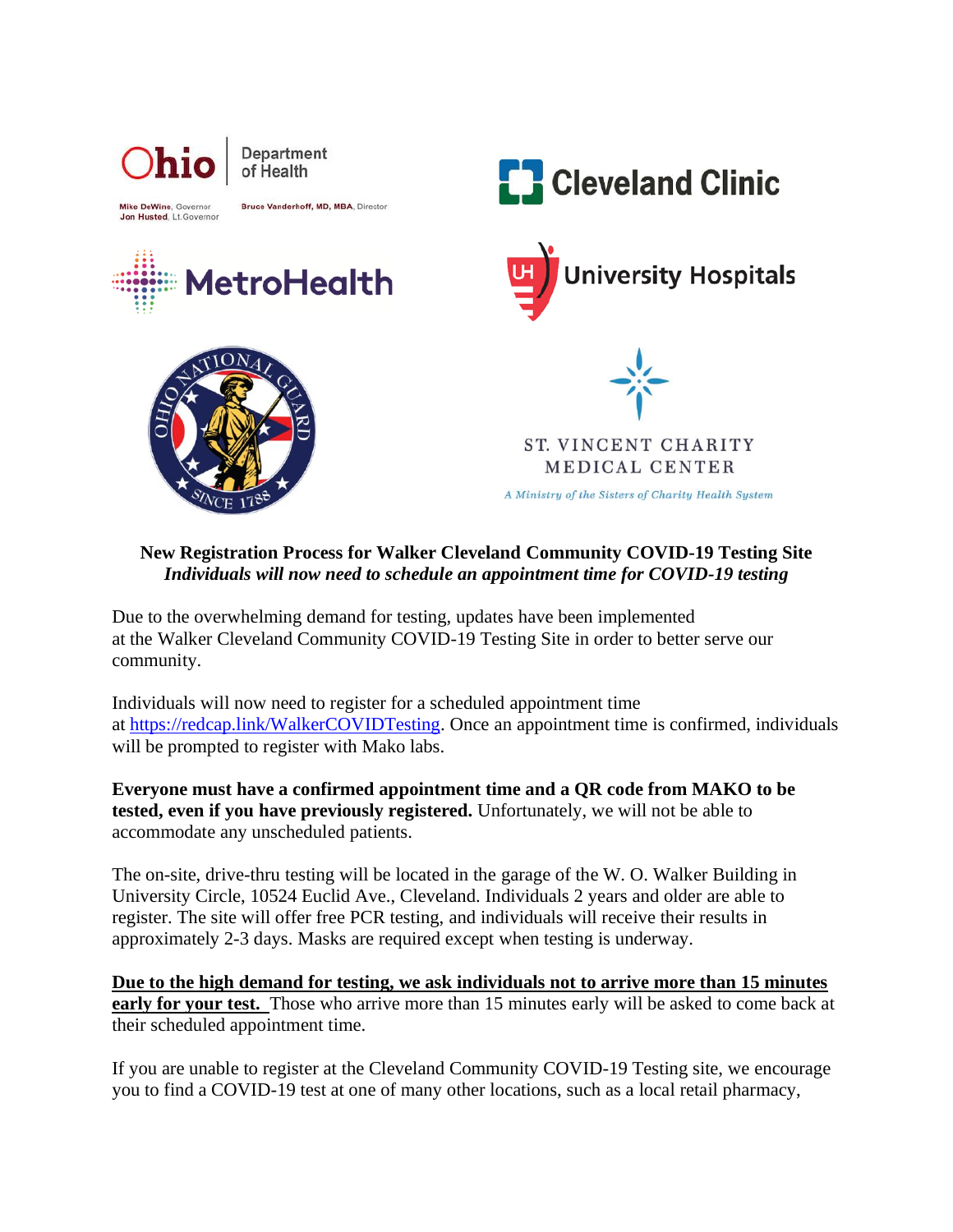Ohio Department of Health

Mike DeWine, Governor
Jon Husted, Lt.Governor

Bruce Vanderhoff, MD, MBA, Director

Cleveland Clinic

MetroHealth

University Hospitals

ST. VINCENT CHARITY MEDICAL CENTER
*A Ministry of the Sisters of Charity Health System*

**New Registration Process for Walker Cleveland Community COVID-19 Testing Site**
***Individuals will now need to schedule an appointment time for COVID-19 testing***

Due to the overwhelming demand for testing, updates have been implemented at the Walker Cleveland Community COVID-19 Testing Site in order to better serve our community.

Individuals will now need to register for a scheduled appointment time at [https://redcap.link/WalkerCOVIDTesting](https://redcap.link/WalkerCOVIDTesting). Once an appointment time is confirmed, individuals will be prompted to register with Mako labs.

**Everyone must have a confirmed appointment time and a QR code from MAKO to be tested, even if you have previously registered.** Unfortunately, we will not be able to accommodate any unscheduled patients.

The on-site, drive-thru testing will be located in the garage of the W. O. Walker Building in University Circle, 10524 Euclid Ave., Cleveland. Individuals 2 years and older are able to register. The site will offer free PCR testing, and individuals will receive their results in approximately 2-3 days. Masks are required except when testing is underway.

<u>**Due to the high demand for testing, we ask individuals not to arrive more than 15 minutes early for your test.**</u> Those who arrive more than 15 minutes early will be asked to come back at their scheduled appointment time.

If you are unable to register at the Cleveland Community COVID-19 Testing site, we encourage you to find a COVID-19 test at one of many other locations, such as a local retail pharmacy,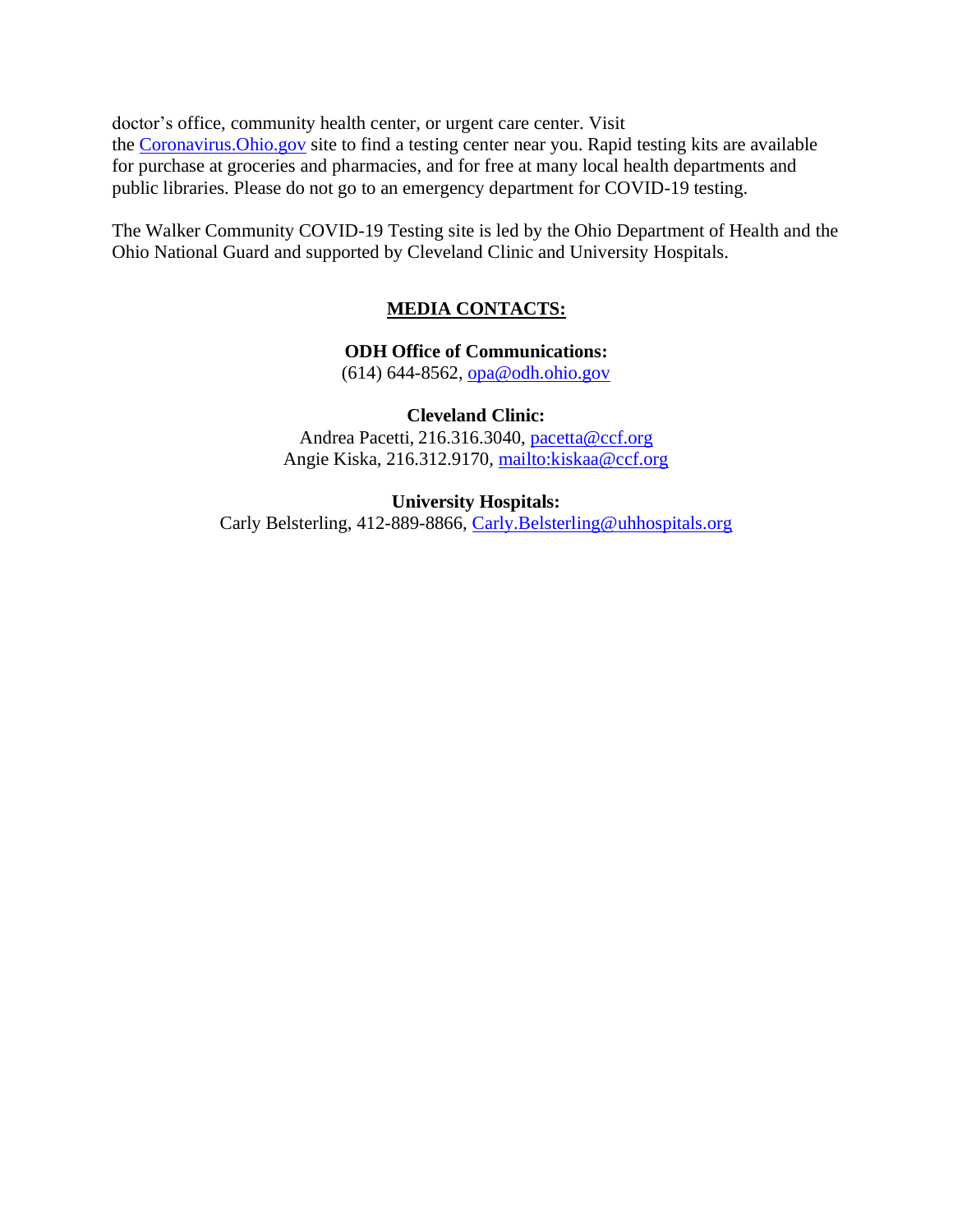doctor's office, community health center, or urgent care center. Visit the Coronavirus.Ohio.gov site to find a testing center near you. Rapid testing kits are available for purchase at groceries and pharmacies, and for free at many local health departments and public libraries. Please do not go to an emergency department for COVID-19 testing.

The Walker Community COVID-19 Testing site is led by the Ohio Department of Health and the Ohio National Guard and supported by Cleveland Clinic and University Hospitals.

**MEDIA CONTACTS:**

**ODH Office of Communications:**
(614) 644-8562, opa@odh.ohio.gov

**Cleveland Clinic:**
Andrea Pacetti, 216.316.3040, pacetta@ccf.org
Angie Kiska, 216.312.9170, mailto:kiskaa@ccf.org

**University Hospitals:**
Carly Belsterling, 412-889-8866, Carly.Belsterling@uhhospitals.org